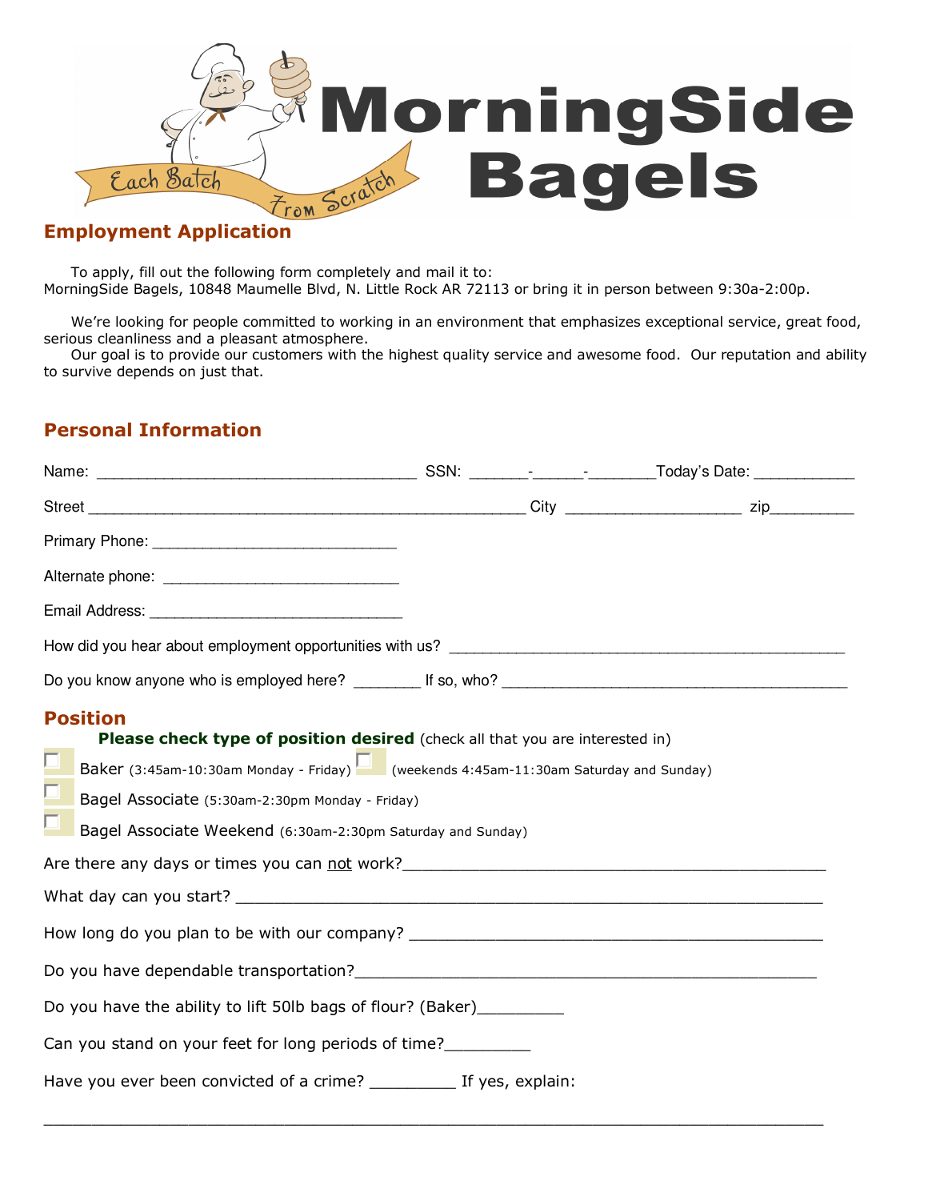Each Batch From Scratch

# MorningSide Bagels

## Employment Application

To apply, fill out the following form completely and mail it to:
MorningSide Bagels, 10848 Maumelle Blvd, N. Little Rock AR 72113 or bring it in person between 9:30a-2:00p.

We're looking for people committed to working in an environment that emphasizes exceptional service, great food, serious cleanliness and a pleasant atmosphere.
Our goal is to provide our customers with the highest quality service and awesome food. Our reputation and ability to survive depends on just that.

## Personal Information

Name: ____________________________________ SSN: _______-______-________Today's Date: ___________

Street __________________________________________________ City ____________________ zip_________

Primary Phone: ____________________________

Alternate phone: ___________________________

Email Address: _____________________________

How did you hear about employment opportunities with us? ____________________________________________

Do you know anyone who is employed here? ________ If so, who? _______________________________________

## Position

**Please check type of position desired** (check all that you are interested in)

☐ Baker (3:45am-10:30am Monday - Friday) ☐ (weekends 4:45am-11:30am Saturday and Sunday)

☐ Bagel Associate (5:30am-2:30pm Monday - Friday)

☐ Bagel Associate Weekend (6:30am-2:30pm Saturday and Sunday)

Are there any days or times you can not work?_____________________________________________

What day can you start? ____________________________________________________________

How long do you plan to be with our company? _____________________________________________

Do you have dependable transportation?_____________________________________________________

Do you have the ability to lift 50lb bags of flour? (Baker)_________

Can you stand on your feet for long periods of time?_________

Have you ever been convicted of a crime? _________ If yes, explain:

_______________________________________________________________________________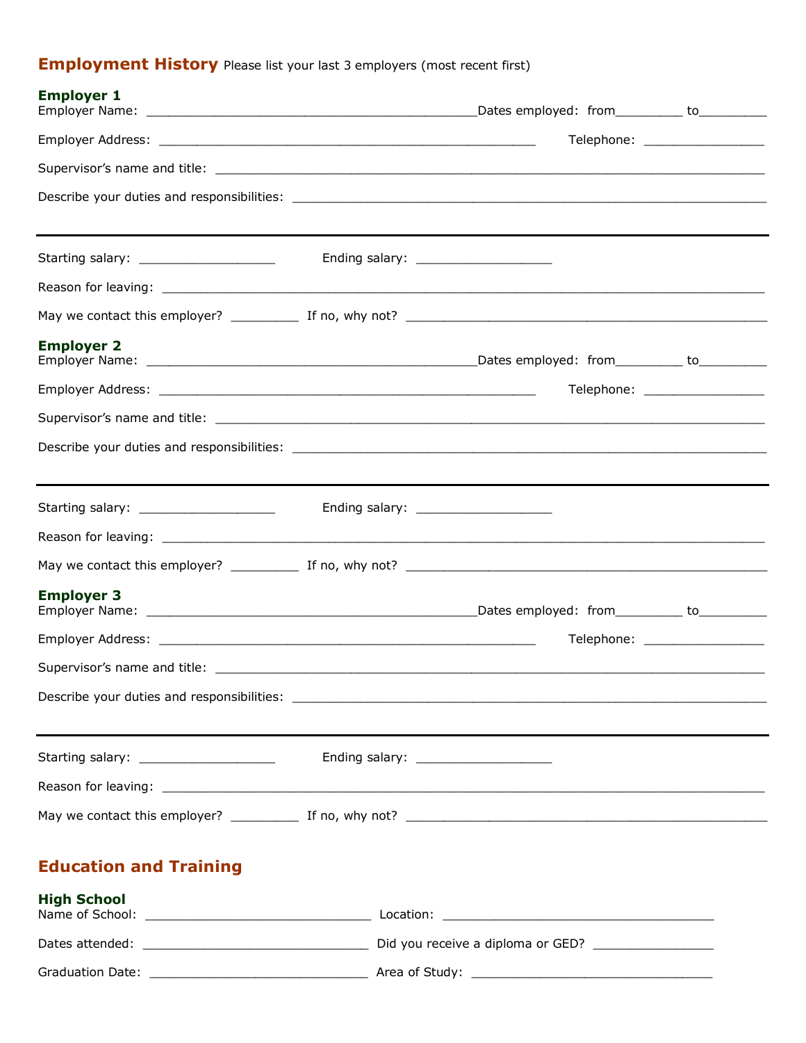## Employment History

Please list your last 3 employers (most recent first)

### Employer 1

Employer Name: _______________________________________________ Dates employed: from_________ to_________

Employer Address: ______________________________________________________ Telephone: ________________

Supervisor's name and title: ______________________________________________________________________________

Describe your duties and responsibilities: ________________________________________________________________

---

Starting salary: ___________________ Ending salary: ___________________

Reason for leaving: _________________________________________________________________________________

May we contact this employer? _________ If no, why not? ___________________________________________________

### Employer 2

Employer Name: _______________________________________________ Dates employed: from_________ to_________

Employer Address: ______________________________________________________ Telephone: ________________

Supervisor's name and title: ______________________________________________________________________________

Describe your duties and responsibilities: ________________________________________________________________

---

Starting salary: ___________________ Ending salary: ___________________

Reason for leaving: _________________________________________________________________________________

May we contact this employer? _________ If no, why not? ___________________________________________________

### Employer 3

Employer Name: _______________________________________________ Dates employed: from_________ to_________

Employer Address: ______________________________________________________ Telephone: ________________

Supervisor's name and title: ______________________________________________________________________________

Describe your duties and responsibilities: ________________________________________________________________

---

Starting salary: ___________________ Ending salary: ___________________

Reason for leaving: _________________________________________________________________________________

May we contact this employer? _________ If no, why not? ___________________________________________________

## Education and Training

### High School

Name of School: ________________________________ Location: _______________________________________

Dates attended: ________________________________ Did you receive a diploma or GED? ________________

Graduation Date: ________________________________ Area of Study: __________________________________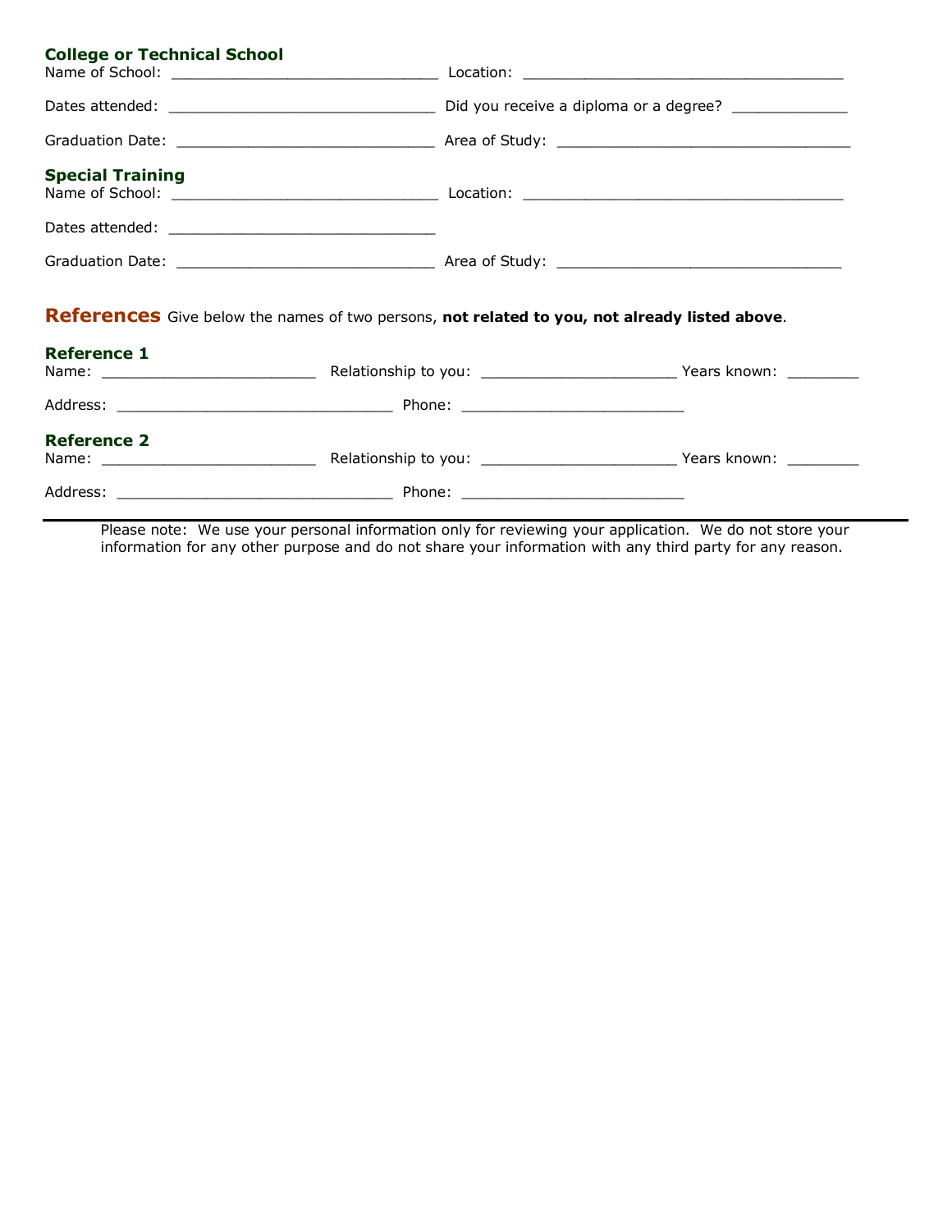### College or Technical School

Name of School: ______________________________ Location: ____________________________________

Dates attended: ______________________________ Did you receive a diploma or a degree? _____________

Graduation Date: _____________________________ Area of Study: _________________________________

### Special Training

Name of School: ______________________________ Location: ____________________________________

Dates attended: ______________________________

Graduation Date: _____________________________ Area of Study: ________________________________

## References

Give below the names of two persons, **not related to you, not already listed above**.

### Reference 1

Name: ________________________ Relationship to you: ______________________ Years known: ________

Address: _______________________________ Phone: _________________________

### Reference 2

Name: ________________________ Relationship to you: ______________________ Years known: ________

Address: _______________________________ Phone: _________________________

---

Please note: We use your personal information only for reviewing your application. We do not store your information for any other purpose and do not share your information with any third party for any reason.